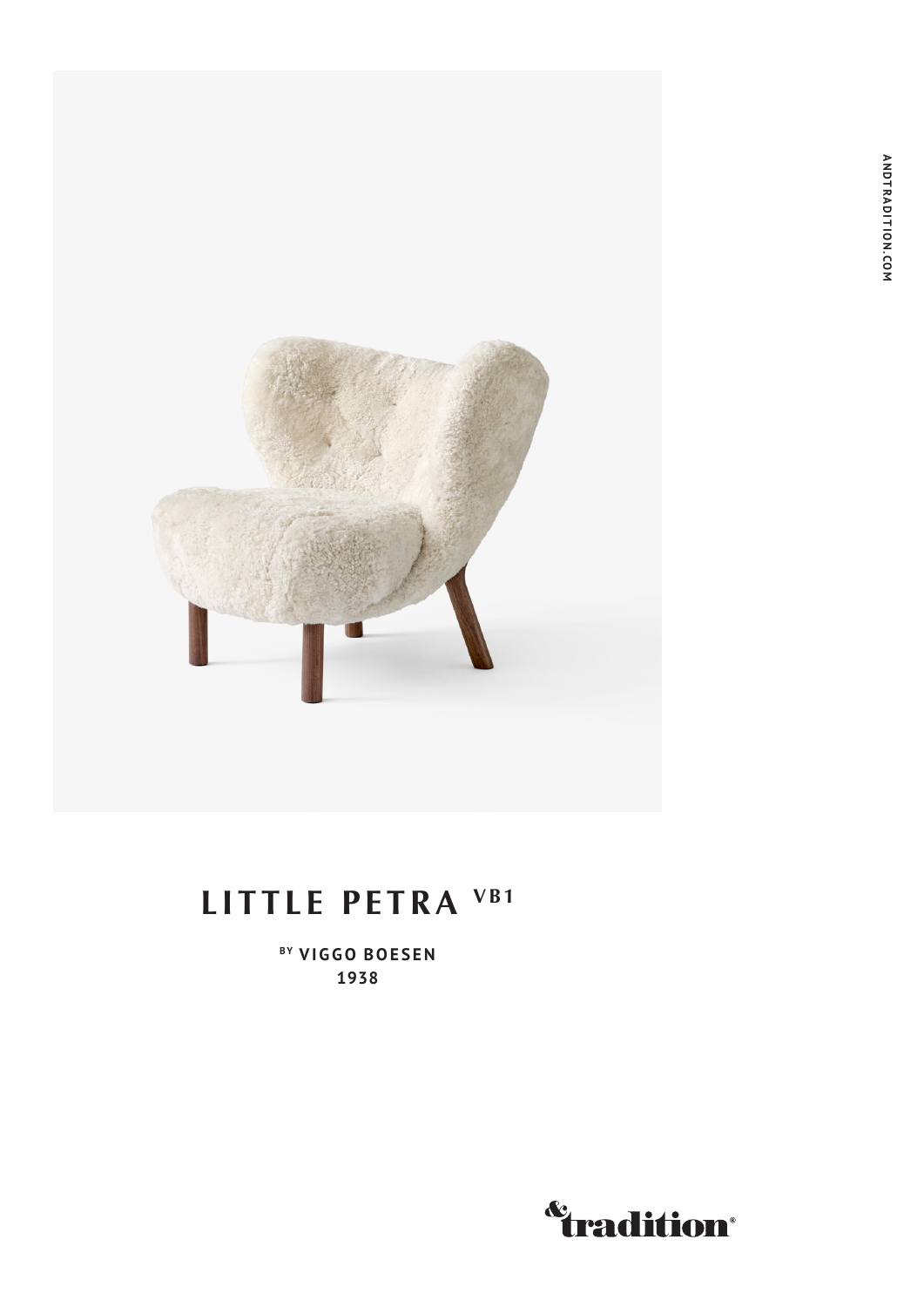# LITTLE PETRA VB1

**BY VIGGO BOESEN**
**1938**

&tradition

ANDTRADITION.COM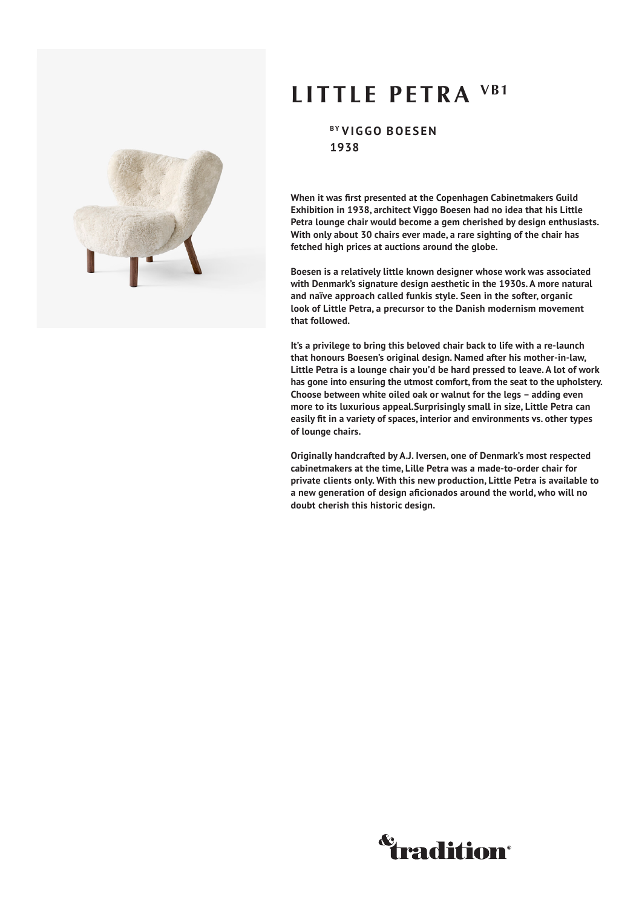# LITTLE PETRA VB1

**BY VIGGO BOESEN**
**1938**

**When it was first presented at the Copenhagen Cabinetmakers Guild Exhibition in 1938, architect Viggo Boesen had no idea that his Little Petra lounge chair would become a gem cherished by design enthusiasts. With only about 30 chairs ever made, a rare sighting of the chair has fetched high prices at auctions around the globe.**

**Boesen is a relatively little known designer whose work was associated with Denmark's signature design aesthetic in the 1930s. A more natural and naïve approach called funkis style. Seen in the softer, organic look of Little Petra, a precursor to the Danish modernism movement that followed.**

**It's a privilege to bring this beloved chair back to life with a re-launch that honours Boesen's original design. Named after his mother-in-law, Little Petra is a lounge chair you'd be hard pressed to leave. A lot of work has gone into ensuring the utmost comfort, from the seat to the upholstery. Choose between white oiled oak or walnut for the legs – adding even more to its luxurious appeal.Surprisingly small in size, Little Petra can easily fit in a variety of spaces, interior and environments vs. other types of lounge chairs.**

**Originally handcrafted by A.J. Iversen, one of Denmark's most respected cabinetmakers at the time, Lille Petra was a made-to-order chair for private clients only. With this new production, Little Petra is available to a new generation of design aficionados around the world, who will no doubt cherish this historic design.**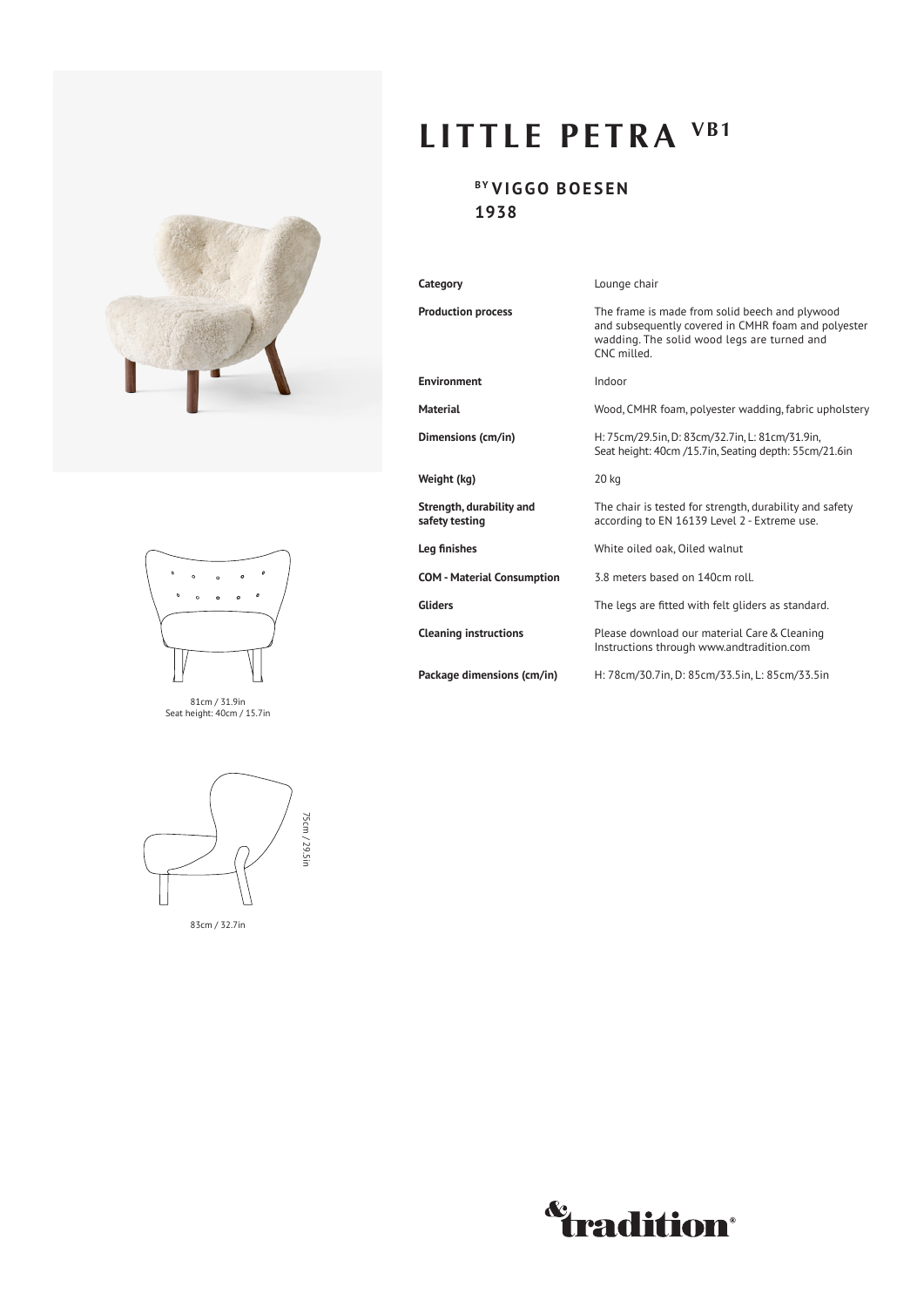# LITTLE PETRA VB1

## BY VIGGO BOESEN
## 1938

| Category | Lounge chair |
|---|---|
| **Production process** | The frame is made from solid beech and plywood and subsequently covered in CMHR foam and polyester wadding. The solid wood legs are turned and CNC milled. |
| **Environment** | Indoor |
| **Material** | Wood, CMHR foam, polyester wadding, fabric upholstery |
| **Dimensions (cm/in)** | H: 75cm/29.5in, D: 83cm/32.7in, L: 81cm/31.9in, Seat height: 40cm /15.7in, Seating depth: 55cm/21.6in |
| **Weight (kg)** | 20 kg |
| **Strength, durability and safety testing** | The chair is tested for strength, durability and safety according to EN 16139 Level 2 - Extreme use. |
| **Leg finishes** | White oiled oak, Oiled walnut |
| **COM - Material Consumption** | 3.8 meters based on 140cm roll. |
| **Gliders** | The legs are fitted with felt gliders as standard. |
| **Cleaning instructions** | Please download our material Care & Cleaning Instructions through www.andtradition.com |
| **Package dimensions (cm/in)** | H: 78cm/30.7in, D: 85cm/33.5in, L: 85cm/33.5in |

81cm / 31.9in
Seat height: 40cm / 15.7in

75cm / 29.5in

83cm / 32.7in

&tradition®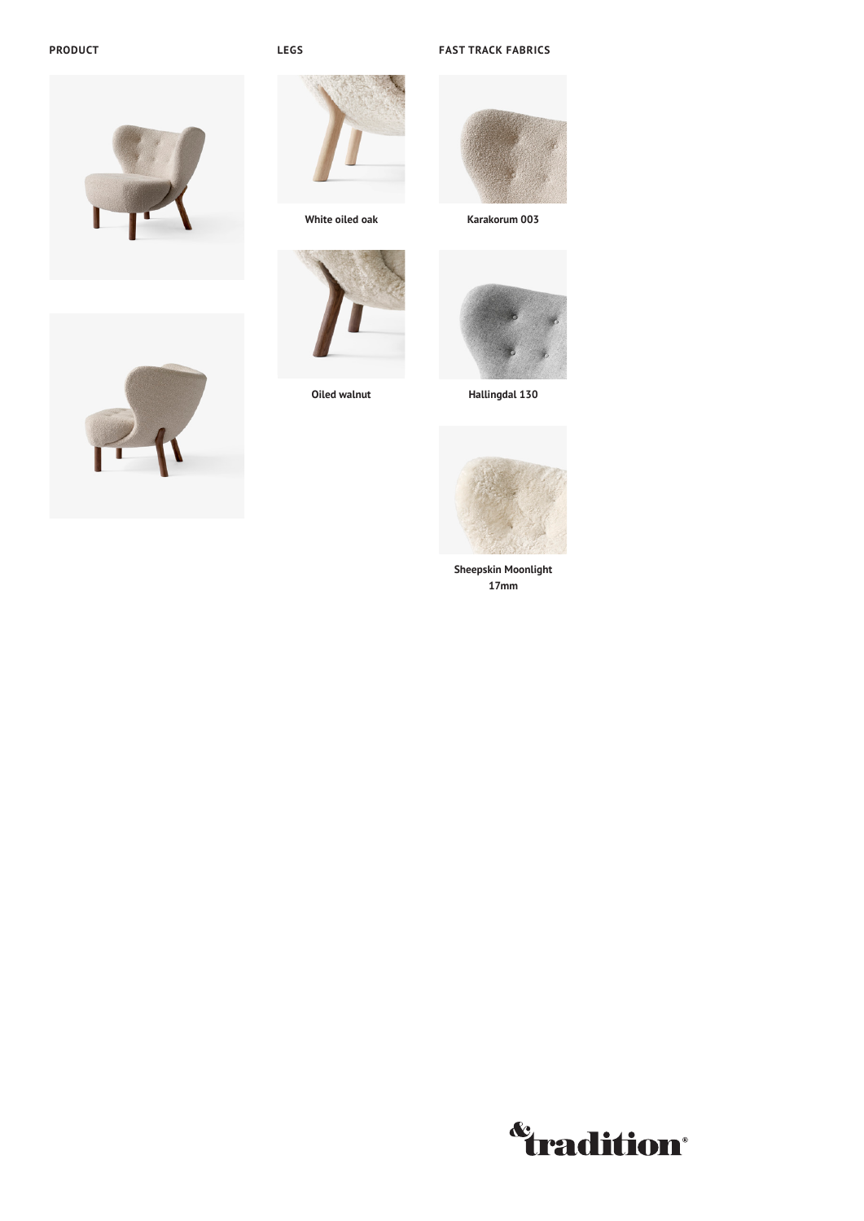**PRODUCT**

**LEGS**

White oiled oak

Oiled walnut

**FAST TRACK FABRICS**

Karakorum 003

Hallingdal 130

Sheepskin Moonlight 17mm

&tradition®